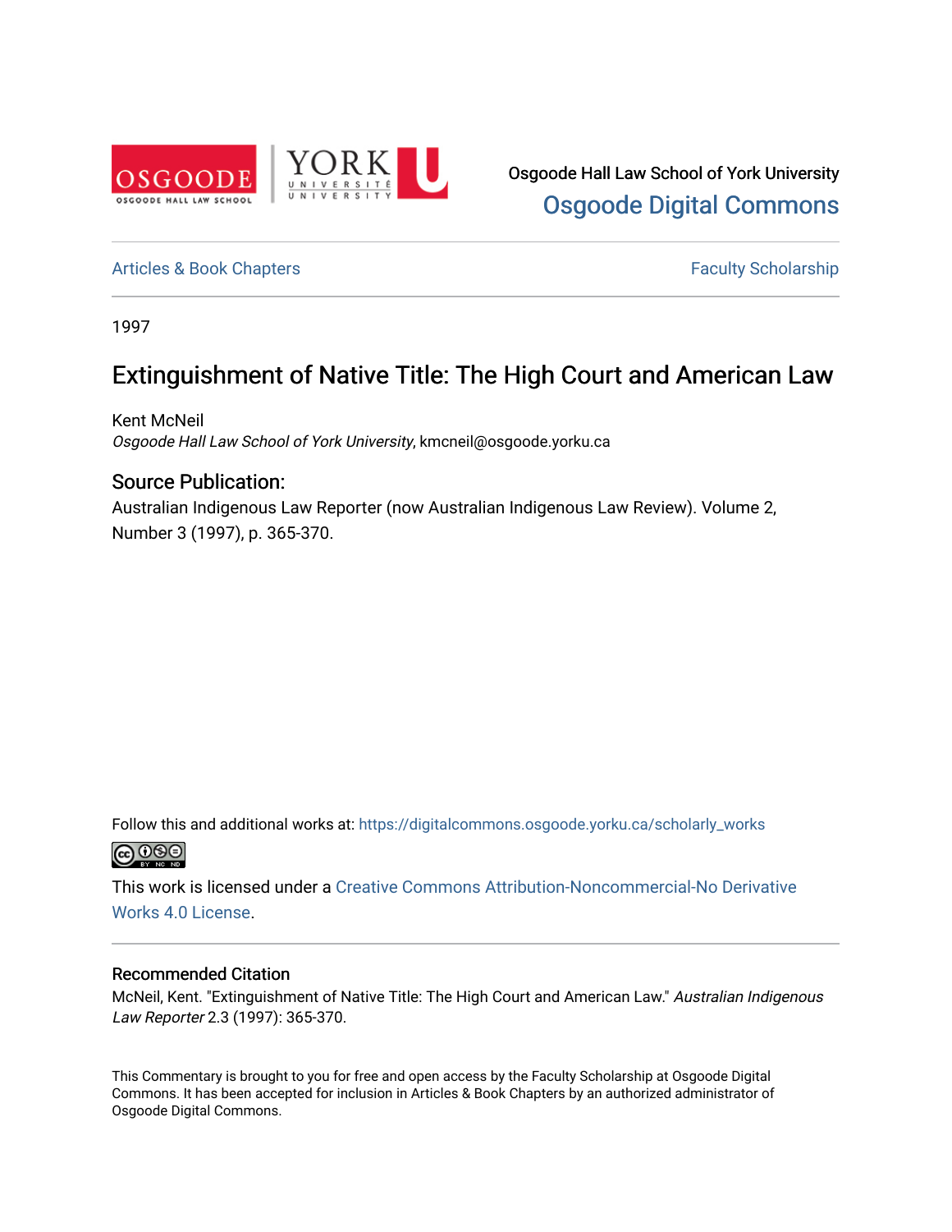Osgoode Hall Law School of York University
Osgoode Digital Commons

Articles & Book Chapters

Faculty Scholarship

1997

# Extinguishment of Native Title: The High Court and American Law

Kent McNeil
*Osgoode Hall Law School of York University*, kmcneil@osgoode.yorku.ca

## Source Publication:

Australian Indigenous Law Reporter (now Australian Indigenous Law Review). Volume 2, Number 3 (1997), p. 365-370.

Follow this and additional works at: https://digitalcommons.osgoode.yorku.ca/scholarly_works

This work is licensed under a Creative Commons Attribution-Noncommercial-No Derivative Works 4.0 License.

## Recommended Citation

McNeil, Kent. "Extinguishment of Native Title: The High Court and American Law." *Australian Indigenous Law Reporter* 2.3 (1997): 365-370.

This Commentary is brought to you for free and open access by the Faculty Scholarship at Osgoode Digital Commons. It has been accepted for inclusion in Articles & Book Chapters by an authorized administrator of Osgoode Digital Commons.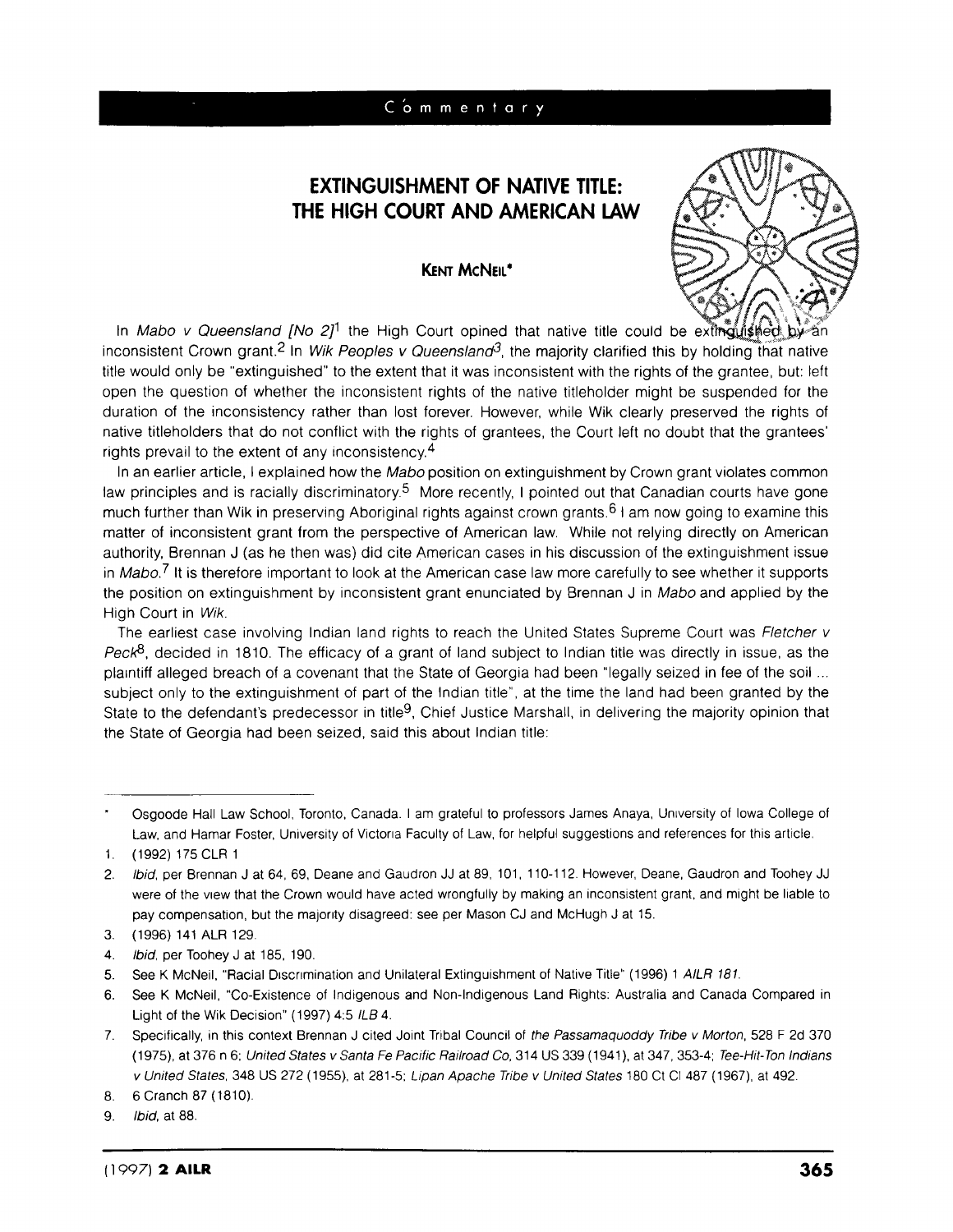Commentary

# EXTINGUISHMENT OF NATIVE TITLE: THE HIGH COURT AND AMERICAN LAW

**KENT MCNEIL***

In *Mabo v Queensland [No 2]*[1] the High Court opined that native title could be extinguished by an inconsistent Crown grant.[2] In *Wik Peoples v Queensland*[3], the majority clarified this by holding that native title would only be "extinguished" to the extent that it was inconsistent with the rights of the grantee, but left open the question of whether the inconsistent rights of the native titleholder might be suspended for the duration of the inconsistency rather than lost forever. However, while Wik clearly preserved the rights of native titleholders that do not conflict with the rights of grantees, the Court left no doubt that the grantees' rights prevail to the extent of any inconsistency.[4]

In an earlier article, I explained how the *Mabo* position on extinguishment by Crown grant violates common law principles and is racially discriminatory.[5] More recently, I pointed out that Canadian courts have gone much further than Wik in preserving Aboriginal rights against crown grants.[6] I am now going to examine this matter of inconsistent grant from the perspective of American law. While not relying directly on American authority, Brennan J (as he then was) did cite American cases in his discussion of the extinguishment issue in *Mabo*.[7] It is therefore important to look at the American case law more carefully to see whether it supports the position on extinguishment by inconsistent grant enunciated by Brennan J in *Mabo* and applied by the High Court in *Wik*.

The earliest case involving Indian land rights to reach the United States Supreme Court was *Fletcher v Peck*[8], decided in 1810. The efficacy of a grant of land subject to Indian title was directly in issue, as the plaintiff alleged breach of a covenant that the State of Georgia had been "legally seized in fee of the soil ... subject only to the extinguishment of part of the Indian title", at the time the land had been granted by the State to the defendant's predecessor in title[9], Chief Justice Marshall, in delivering the majority opinion that the State of Georgia had been seized, said this about Indian title:

---

\* Osgoode Hall Law School, Toronto, Canada. I am grateful to professors James Anaya, University of Iowa College of Law, and Hamar Foster, University of Victoria Faculty of Law, for helpful suggestions and references for this article.

1. (1992) 175 CLR 1
2. *Ibid*, per Brennan J at 64, 69, Deane and Gaudron JJ at 89, 101, 110-112. However, Deane, Gaudron and Toohey JJ were of the view that the Crown would have acted wrongfully by making an inconsistent grant, and might be liable to pay compensation, but the majority disagreed: see per Mason CJ and McHugh J at 15.
3. (1996) 141 ALR 129.
4. *Ibid*, per Toohey J at 185, 190.
5. See K McNeil, "Racial Discrimination and Unilateral Extinguishment of Native Title" (1996) 1 *AILR 181*.
6. See K McNeil, "Co-Existence of Indigenous and Non-Indigenous Land Rights: Australia and Canada Compared in Light of the Wik Decision" (1997) 4:5 *ILB* 4.
7. Specifically, in this context Brennan J cited Joint Tribal Council of *the Passamaquoddy Tribe v Morton*, 528 F 2d 370 (1975), at 376 n 6; *United States v Santa Fe Pacific Railroad Co*, 314 US 339 (1941), at 347, 353-4; *Tee-Hit-Ton Indians v United States*, 348 US 272 (1955), at 281-5; *Lipan Apache Tribe v United States* 180 Ct Cl 487 (1967), at 492.
8. 6 Cranch 87 (1810).
9. *Ibid*, at 88.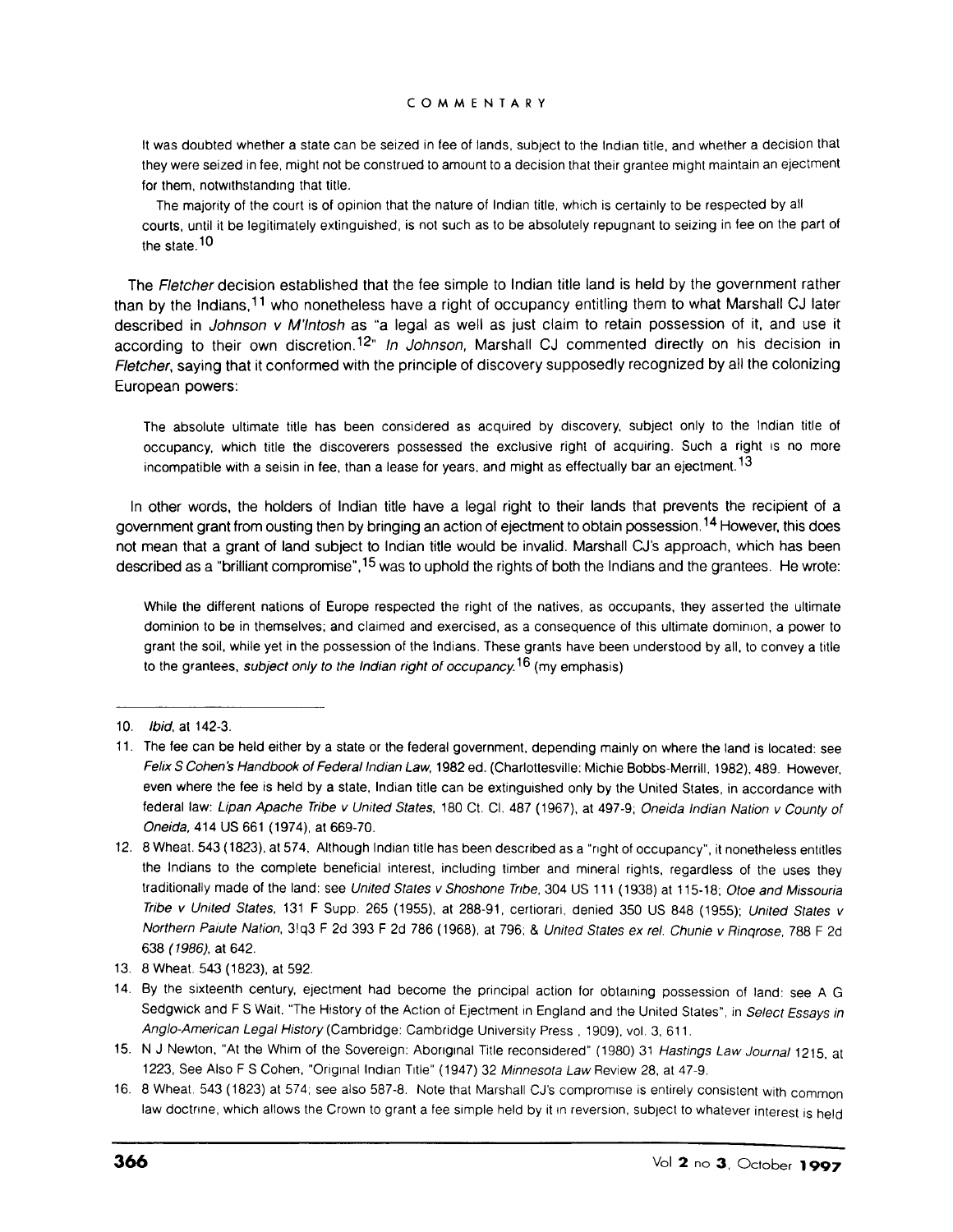It was doubted whether a state can be seized in fee of lands, subject to the Indian title, and whether a decision that they were seized in fee, might not be construed to amount to a decision that their grantee might maintain an ejectment for them, notwithstanding that title.

> The majority of the court is of opinion that the nature of Indian title, which is certainly to be respected by all courts, until it be legitimately extinguished, is not such as to be absolutely repugnant to seizing in fee on the part of the state.[10]

The *Fletcher* decision established that the fee simple to Indian title land is held by the government rather than by the Indians,[11] who nonetheless have a right of occupancy entitling them to what Marshall CJ later described in *Johnson v M'Intosh* as "a legal as well as just claim to retain possession of it, and use it according to their own discretion.[12]" *In Johnson*, Marshall CJ commented directly on his decision in *Fletcher*, saying that it conformed with the principle of discovery supposedly recognized by all the colonizing European powers:

> The absolute ultimate title has been considered as acquired by discovery, subject only to the Indian title of occupancy, which title the discoverers possessed the exclusive right of acquiring. Such a right is no more incompatible with a seisin in fee, than a lease for years, and might as effectually bar an ejectment.[13]

In other words, the holders of Indian title have a legal right to their lands that prevents the recipient of a government grant from ousting then by bringing an action of ejectment to obtain possession.[14] However, this does not mean that a grant of land subject to Indian title would be invalid. Marshall CJ's approach, which has been described as a "brilliant compromise",[15] was to uphold the rights of both the Indians and the grantees. He wrote:

> While the different nations of Europe respected the right of the natives, as occupants, they asserted the ultimate dominion to be in themselves; and claimed and exercised, as a consequence of this ultimate dominion, a power to grant the soil, while yet in the possession of the Indians. These grants have been understood by all, to convey a title to the grantees, *subject only to the Indian right of occupancy.*[16] (my emphasis)

---

10. *Ibid*, at 142-3.
11. The fee can be held either by a state or the federal government, depending mainly on where the land is located: see *Felix S Cohen's Handbook of Federal Indian Law*, 1982 ed. (Charlottesville: Michie Bobbs-Merrill, 1982), 489. However, even where the fee is held by a state, Indian title can be extinguished only by the United States, in accordance with federal law: *Lipan Apache Tribe v United States*, 180 Ct. Cl. 487 (1967), at 497-9; *Oneida Indian Nation v County of Oneida*, 414 US 661 (1974), at 669-70.
12. 8 Wheat. 543 (1823), at 574, Although Indian title has been described as a "right of occupancy", it nonetheless entitles the Indians to the complete beneficial interest, including timber and mineral rights, regardless of the uses they traditionally made of the land: see *United States v Shoshone Tribe*, 304 US 111 (1938) at 115-18; *Otoe and Missouria Tribe v United States*, 131 F Supp. 265 (1955), at 288-91, certiorari, denied 350 US 848 (1955); *United States v Northern Paiute Nation*, 3!q3 F 2d 393 F 2d 786 (1968), at 796; & *United States ex rel. Chunie v Rinqrose*, 788 F 2d 638 *(1986)*, at 642.
13. 8 Wheat. 543 (1823), at 592.
14. By the sixteenth century, ejectment had become the principal action for obtaining possession of land: see A G Sedgwick and F S Wait, "The History of the Action of Ejectment in England and the United States", in *Select Essays in Anglo-American Legal History* (Cambridge: Cambridge University Press , 1909), vol. 3, 611.
15. N J Newton, "At the Whim of the Sovereign: Aboriginal Title reconsidered" (1980) 31 *Hastings Law Journal* 1215, at 1223, See Also F S Cohen, "Original Indian Title" (1947) 32 *Minnesota Law* Review 28, at 47-9.
16. 8 Wheat. 543 (1823) at 574; see also 587-8. Note that Marshall CJ's compromise is entirely consistent with common law doctrine, which allows the Crown to grant a fee simple held by it in reversion, subject to whatever interest is held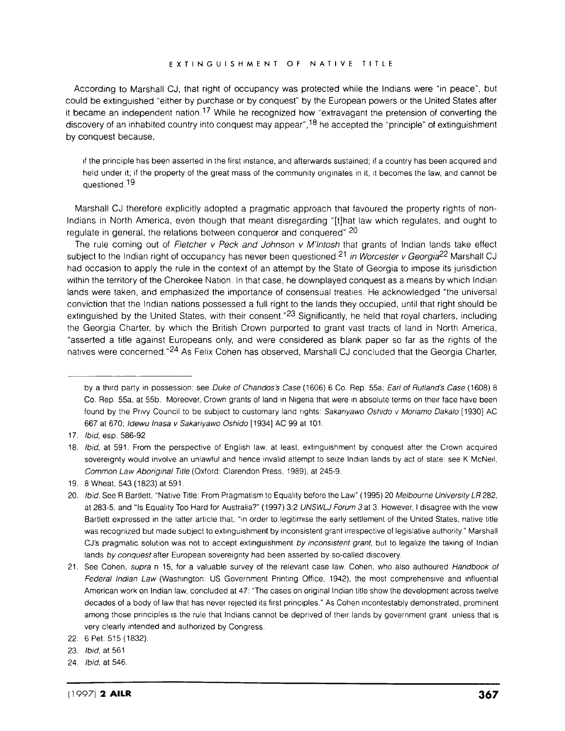According to Marshall CJ, that right of occupancy was protected while the Indians were "in peace", but could be extinguished "either by purchase or by conquest" by the European powers or the United States after it became an independent nation.[17] While he recognized how "extravagant the pretension of converting the discovery of an inhabited country into conquest may appear",[18] he accepted the "principle" of extinguishment by conquest because,

> if the principle has been asserted in the first instance, and afterwards sustained; if a country has been acquired and held under it; if the property of the great mass of the community originates in it, it becomes the law, and cannot be questioned.[19]

Marshall CJ therefore explicitly adopted a pragmatic approach that favoured the property rights of non-Indians in North America, even though that meant disregarding "[t]hat law which regulates, and ought to regulate in general, the relations between conqueror and conquered".[20]

The rule coming out of *Fletcher v Peck and Johnson v M'Intosh* that grants of Indian lands take effect subject to the Indian right of occupancy has never been questioned.[21] *in Worcester v Georgia*[22] Marshall CJ had occasion to apply the rule in the context of an attempt by the State of Georgia to impose its jurisdiction within the territory of the Cherokee Nation. In that case, he downplayed conquest as a means by which Indian lands were taken, and emphasized the importance of consensual treaties. He acknowledged "the universal conviction that the Indian nations possessed a full right to the lands they occupied, until that right should be extinguished by the United States, with their consent."[23] Significantly, he held that royal charters, including the Georgia Charter, by which the British Crown purported to grant vast tracts of land in North America, "asserted a title against Europeans only, and were considered as blank paper so far as the rights of the natives were concerned."[24] As Felix Cohen has observed, Marshall CJ concluded that the Georgia Charter,

---

by a third party in possession: see *Duke of Chandos's Case* (1606) 6 Co. Rep. 55a; *Earl of Rutland's Case* (1608) 8 Co. Rep. 55a, at 55b. Moreover, Crown grants of land in Nigeria that were in absolute terms on their face have been found by the Privy Council to be subject to customary land rights: *Sakariyawo Oshido v Moriamo Dakalo* [1930] AC 667 at 670; *Idewu Inasa v Sakariyawo Oshido* [1934] AC 99 at 101.

17. *Ibid*, esp. 586-92

18. *Ibid*, at 591. From the perspective of English law, at least, extinguishment by conquest after the Crown acquired sovereignty would involve an unlawful and hence invalid attempt to seize Indian lands by act of state: see K McNeil, *Common Law Aboriginal Title* (Oxford: Clarendon Press, 1989), at 245-9.

19. 8 Wheat, 543 (1823) at 591.

20. *Ibid*. See R Bartlett, "Native Title: From Pragmatism to Equality before the Law" (1995) 20 *Melbourne University LR* 282, at 283-5, and "Is Equality Too Hard for Australia?" (1997) 3:2 *UNSWLJ Forum 3* at 3. However, I disagree with the view Bartlett expressed in the latter article that, "in order to legitimise the early settlement of the United States, native title was recognized but made subject to extinguishment by inconsistent grant irrespective of legislative authority." Marshall CJ's pragmatic solution was not to accept extinguishment *by inconsistent grant*, but to legalize the taking of Indian lands *by conquest* after European sovereignty had been asserted by so-called discovery.

21. See Cohen, *supra* n 15, for a valuable survey of the relevant case law. Cohen, who also authoured *Handbook of Federal Indian Law* (Washington: US Government Printing Office, 1942), the most comprehensive and influential American work on Indian law, concluded at 47: "The cases on original Indian title show the development across twelve decades of a body of law that has never rejected its first principles." As Cohen incontestably demonstrated, prominent among those principles is the rule that Indians cannot be deprived of their lands by government grant unless that is very clearly intended and authorized by Congress.

22. 6 Pet. 515 (1832).

23. *Ibid*, at 561

24. *Ibid*, at 546.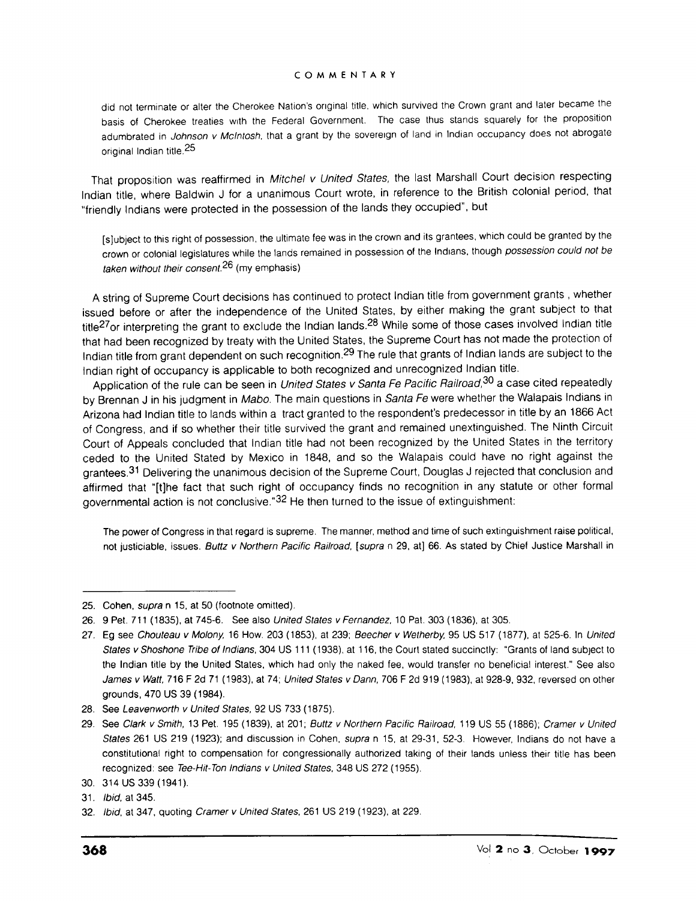did not terminate or alter the Cherokee Nation's original title, which survived the Crown grant and later became the basis of Cherokee treaties with the Federal Government. The case thus stands squarely for the proposition adumbrated in *Johnson v McIntosh*, that a grant by the sovereign of land in Indian occupancy does not abrogate original Indian title.[25]

That proposition was reaffirmed in *Mitchel v United States*, the last Marshall Court decision respecting Indian title, where Baldwin J for a unanimous Court wrote, in reference to the British colonial period, that "friendly Indians were protected in the possession of the lands they occupied", but

> [s]ubject to this right of possession, the ultimate fee was in the crown and its grantees, which could be granted by the crown or colonial legislatures while the lands remained in possession of the Indians, though *possession could not be taken without their consent*.[26] (my emphasis)

A string of Supreme Court decisions has continued to protect Indian title from government grants , whether issued before or after the independence of the United States, by either making the grant subject to that title[27]or interpreting the grant to exclude the Indian lands.[28] While some of those cases involved Indian title that had been recognized by treaty with the United States, the Supreme Court has not made the protection of Indian title from grant dependent on such recognition.[29] The rule that grants of Indian lands are subject to the Indian right of occupancy is applicable to both recognized and unrecognized Indian title.

Application of the rule can be seen in *United States v Santa Fe Pacific Railroad*,[30] a case cited repeatedly by Brennan J in his judgment in *Mabo*. The main questions in *Santa Fe* were whether the Walapais Indians in Arizona had Indian title to lands within a tract granted to the respondent's predecessor in title by an 1866 Act of Congress, and if so whether their title survived the grant and remained unextinguished. The Ninth Circuit Court of Appeals concluded that Indian title had not been recognized by the United States in the territory ceded to the United Stated by Mexico in 1848, and so the Walapais could have no right against the grantees.[31] Delivering the unanimous decision of the Supreme Court, Douglas J rejected that conclusion and affirmed that "[t]he fact that such right of occupancy finds no recognition in any statute or other formal governmental action is not conclusive."[32] He then turned to the issue of extinguishment:

> The power of Congress in that regard is supreme. The manner, method and time of such extinguishment raise political, not justiciable, issues. *Buttz v Northern Pacific Railroad*, [*supra* n 29, at] 66. As stated by Chief Justice Marshall in

---

25. Cohen, *supra* n 15, at 50 (footnote omitted).
26. 9 Pet. 711 (1835), at 745-6. See also *United States v Fernandez*, 10 Pat. 303 (1836), at 305.
27. Eg see *Chouteau v Molony*, 16 How. 203 (1853), at 239; *Beecher v Wetherby*, 95 US 517 (1877), at 525-6. In *United States v Shoshone Tribe of Indians*, 304 US 111 (1938), at 116, the Court stated succinctly: "Grants of land subject to the Indian title by the United States, which had only the naked fee, would transfer no beneficial interest." See also *James v Watt*, 716 F 2d 71 (1983), at 74; *United States v Dann*, 706 F 2d 919 (1983), at 928-9, 932, reversed on other grounds, 470 US 39 (1984).
28. See *Leavenworth v United States*, 92 US 733 (1875).
29. See *Clark v Smith*, 13 Pet. 195 (1839), at 201; *Buttz v Northern Pacific Railroad*, 119 US 55 (1886); *Cramer v United States* 261 US 219 (1923); and discussion in Cohen, *supra* n 15, at 29-31, 52-3. However, Indians do not have a constitutional right to compensation for congressionally authorized taking of their lands unless their title has been recognized: see *Tee-Hit-Ton Indians v United States*, 348 US 272 (1955).
30. 314 US 339 (1941).
31. *Ibid*, at 345.
32. *Ibid*, at 347, quoting *Cramer v United States*, 261 US 219 (1923), at 229.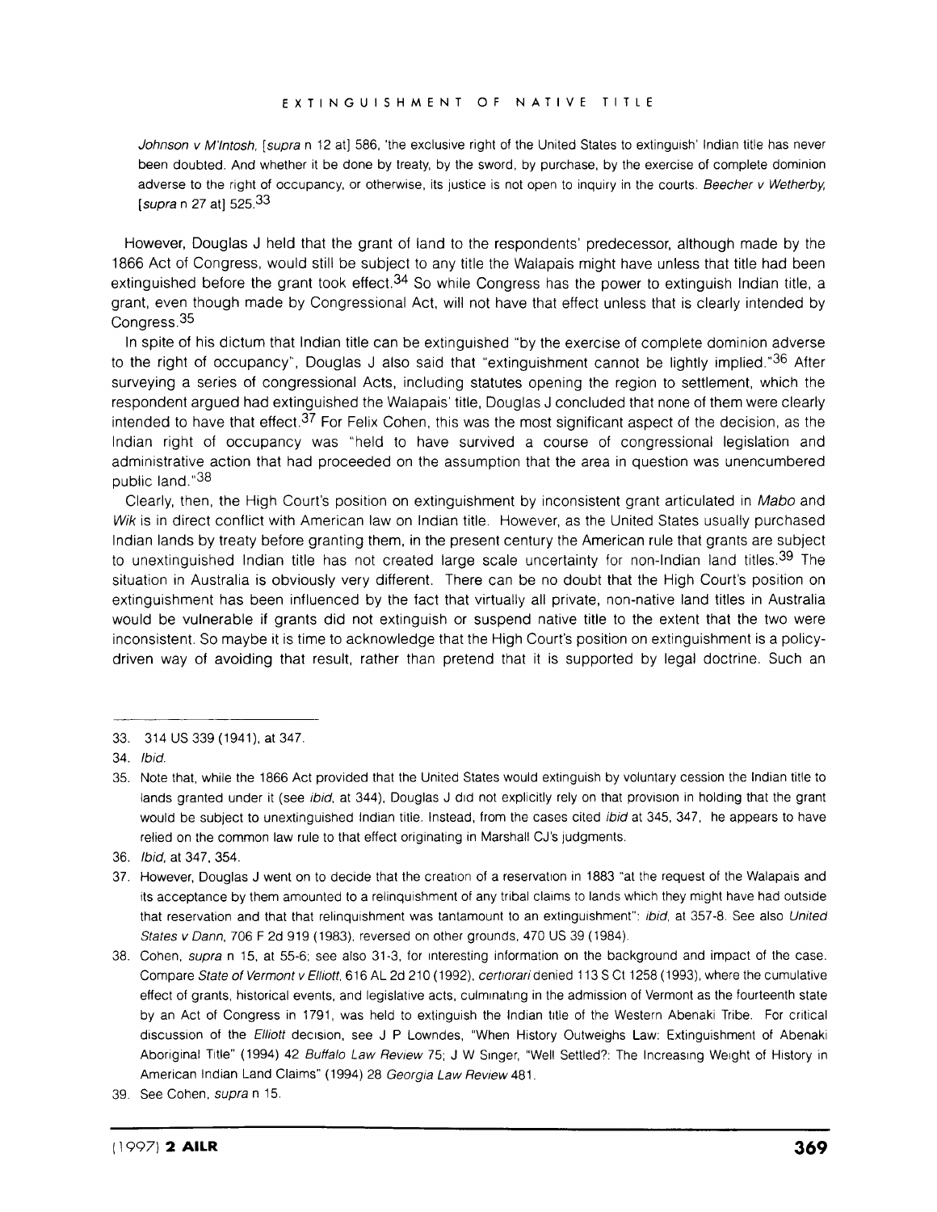*Johnson v M'Intosh*, [*supra* n 12 at] 586, 'the exclusive right of the United States to extinguish' Indian title has never been doubted. And whether it be done by treaty, by the sword, by purchase, by the exercise of complete dominion adverse to the right of occupancy, or otherwise, its justice is not open to inquiry in the courts. *Beecher v Wetherby*, [*supra* n 27 at] 525.[33]

However, Douglas J held that the grant of land to the respondents' predecessor, although made by the 1866 Act of Congress, would still be subject to any title the Walapais might have unless that title had been extinguished before the grant took effect.[34] So while Congress has the power to extinguish Indian title, a grant, even though made by Congressional Act, will not have that effect unless that is clearly intended by Congress.[35]

In spite of his dictum that Indian title can be extinguished "by the exercise of complete dominion adverse to the right of occupancy", Douglas J also said that "extinguishment cannot be lightly implied."[36] After surveying a series of congressional Acts, including statutes opening the region to settlement, which the respondent argued had extinguished the Walapais' title, Douglas J concluded that none of them were clearly intended to have that effect.[37] For Felix Cohen, this was the most significant aspect of the decision, as the Indian right of occupancy was "held to have survived a course of congressional legislation and administrative action that had proceeded on the assumption that the area in question was unencumbered public land."[38]

Clearly, then, the High Court's position on extinguishment by inconsistent grant articulated in *Mabo* and *Wik* is in direct conflict with American law on Indian title. However, as the United States usually purchased Indian lands by treaty before granting them, in the present century the American rule that grants are subject to unextinguished Indian title has not created large scale uncertainty for non-Indian land titles.[39] The situation in Australia is obviously very different. There can be no doubt that the High Court's position on extinguishment has been influenced by the fact that virtually all private, non-native land titles in Australia would be vulnerable if grants did not extinguish or suspend native title to the extent that the two were inconsistent. So maybe it is time to acknowledge that the High Court's position on extinguishment is a policy-driven way of avoiding that result, rather than pretend that it is supported by legal doctrine. Such an

---

33. 314 US 339 (1941), at 347.

34. *Ibid.*

35. Note that, while the 1866 Act provided that the United States would extinguish by voluntary cession the Indian title to lands granted under it (see *ibid*, at 344), Douglas J did not explicitly rely on that provision in holding that the grant would be subject to unextinguished Indian title. Instead, from the cases cited *ibid* at 345, 347, he appears to have relied on the common law rule to that effect originating in Marshall CJ's judgments.

36. *Ibid*, at 347, 354.

37. However, Douglas J went on to decide that the creation of a reservation in 1883 "at the request of the Walapais and its acceptance by them amounted to a relinquishment of any tribal claims to lands which they might have had outside that reservation and that that relinquishment was tantamount to an extinguishment": *ibid*, at 357-8. See also *United States v Dann*, 706 F 2d 919 (1983), reversed on other grounds, 470 US 39 (1984).

38. Cohen, *supra* n 15, at 55-6; see also 31-3, for interesting information on the background and impact of the case. Compare *State of Vermont v Elliott*, 616 AL 2d 210 (1992), *certiorari* denied 113 S Ct 1258 (1993), where the cumulative effect of grants, historical events, and legislative acts, culminating in the admission of Vermont as the fourteenth state by an Act of Congress in 1791, was held to extinguish the Indian title of the Western Abenaki Tribe. For critical discussion of the *Elliott* decision, see J P Lowndes, "When History Outweighs Law: Extinguishment of Abenaki Aboriginal Title" (1994) 42 *Buffalo Law Review* 75; J W Singer, "Well Settled?: The Increasing Weight of History in American Indian Land Claims" (1994) 28 *Georgia Law Review* 481.

39. See Cohen, *supra* n 15.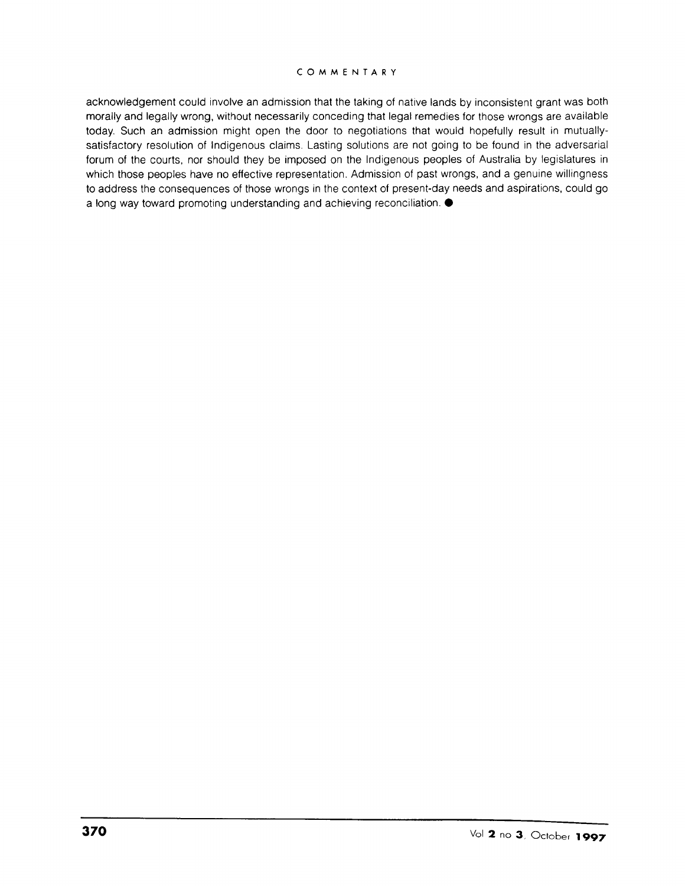acknowledgement could involve an admission that the taking of native lands by inconsistent grant was both morally and legally wrong, without necessarily conceding that legal remedies for those wrongs are available today. Such an admission might open the door to negotiations that would hopefully result in mutually-satisfactory resolution of Indigenous claims. Lasting solutions are not going to be found in the adversarial forum of the courts, nor should they be imposed on the Indigenous peoples of Australia by legislatures in which those peoples have no effective representation. Admission of past wrongs, and a genuine willingness to address the consequences of those wrongs in the context of present-day needs and aspirations, could go a long way toward promoting understanding and achieving reconciliation. ●